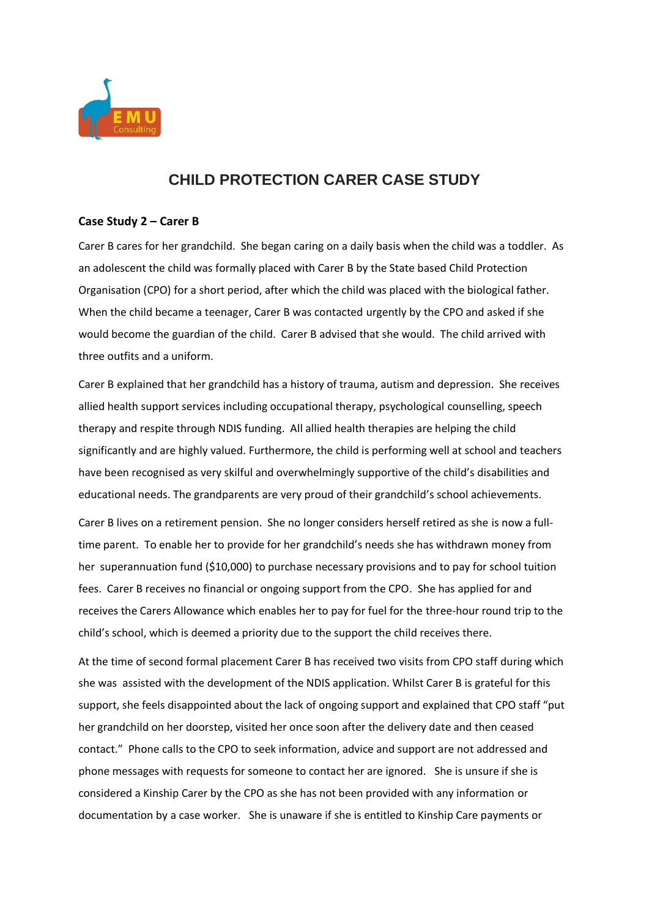# CHILD PROTECTION CARER CASE STUDY

**Case Study 2 – Carer B**

Carer B cares for her grandchild. She began caring on a daily basis when the child was a toddler. As an adolescent the child was formally placed with Carer B by the State based Child Protection Organisation (CPO) for a short period, after which the child was placed with the biological father. When the child became a teenager, Carer B was contacted urgently by the CPO and asked if she would become the guardian of the child. Carer B advised that she would. The child arrived with three outfits and a uniform.

Carer B explained that her grandchild has a history of trauma, autism and depression. She receives allied health support services including occupational therapy, psychological counselling, speech therapy and respite through NDIS funding. All allied health therapies are helping the child significantly and are highly valued. Furthermore, the child is performing well at school and teachers have been recognised as very skilful and overwhelmingly supportive of the child's disabilities and educational needs. The grandparents are very proud of their grandchild's school achievements.

Carer B lives on a retirement pension. She no longer considers herself retired as she is now a full-time parent. To enable her to provide for her grandchild's needs she has withdrawn money from her superannuation fund ($10,000) to purchase necessary provisions and to pay for school tuition fees. Carer B receives no financial or ongoing support from the CPO. She has applied for and receives the Carers Allowance which enables her to pay for fuel for the three-hour round trip to the child's school, which is deemed a priority due to the support the child receives there.

At the time of second formal placement Carer B has received two visits from CPO staff during which she was assisted with the development of the NDIS application. Whilst Carer B is grateful for this support, she feels disappointed about the lack of ongoing support and explained that CPO staff "put her grandchild on her doorstep, visited her once soon after the delivery date and then ceased contact." Phone calls to the CPO to seek information, advice and support are not addressed and phone messages with requests for someone to contact her are ignored. She is unsure if she is considered a Kinship Carer by the CPO as she has not been provided with any information or documentation by a case worker. She is unaware if she is entitled to Kinship Care payments or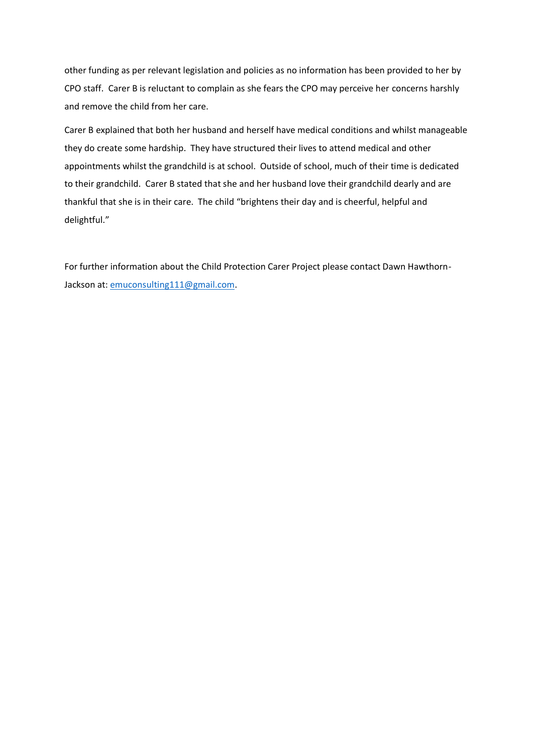other funding as per relevant legislation and policies as no information has been provided to her by CPO staff. Carer B is reluctant to complain as she fears the CPO may perceive her concerns harshly and remove the child from her care.

Carer B explained that both her husband and herself have medical conditions and whilst manageable they do create some hardship. They have structured their lives to attend medical and other appointments whilst the grandchild is at school. Outside of school, much of their time is dedicated to their grandchild. Carer B stated that she and her husband love their grandchild dearly and are thankful that she is in their care. The child "brightens their day and is cheerful, helpful and delightful."

For further information about the Child Protection Carer Project please contact Dawn Hawthorn-Jackson at: emuconsulting111@gmail.com.